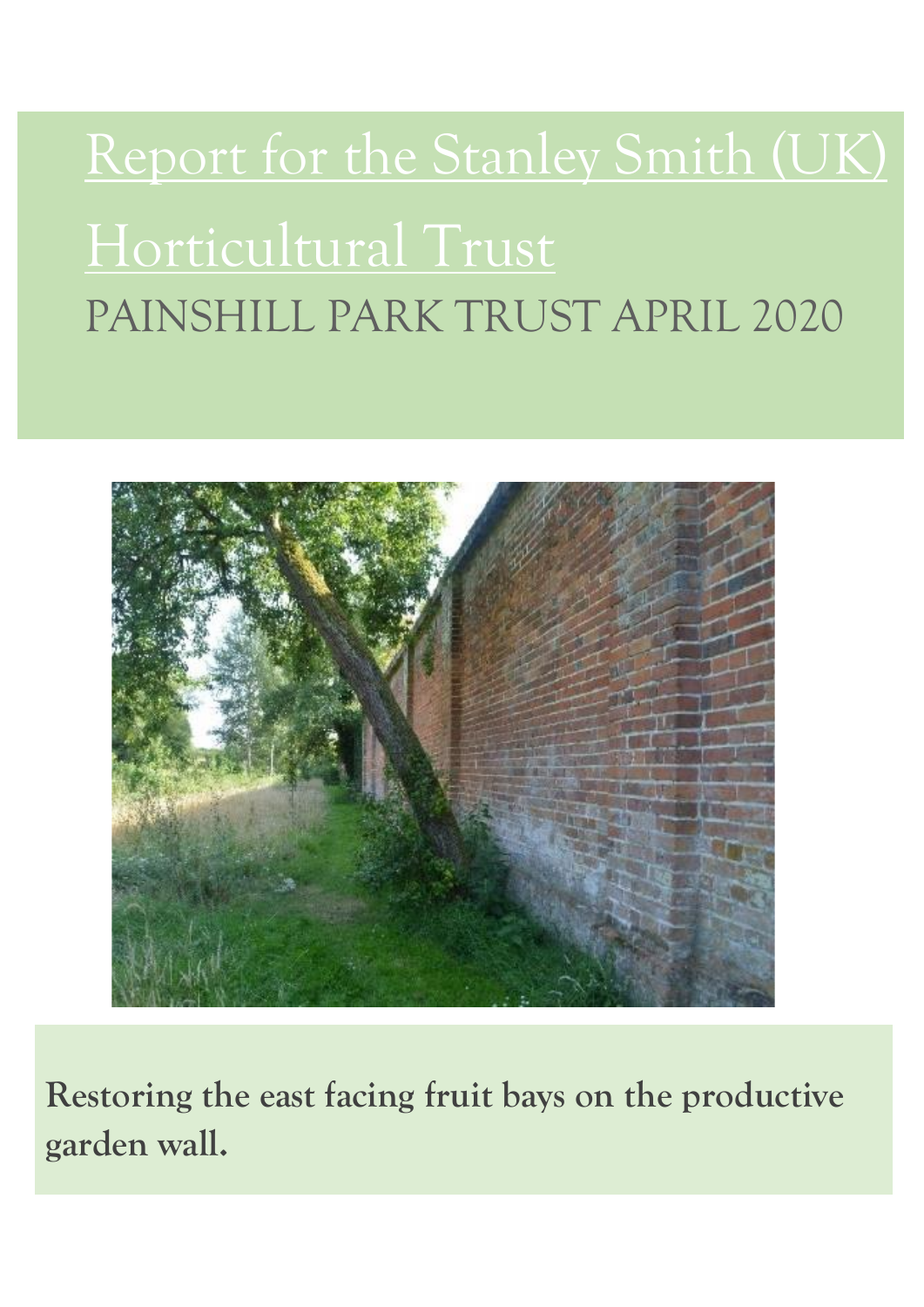# Report for the Stanley Smith (UK) Horticultural Trust

## PAINSHILL PARK TRUST APRIL 2020

**Restoring the east facing fruit bays on the productive garden wall.**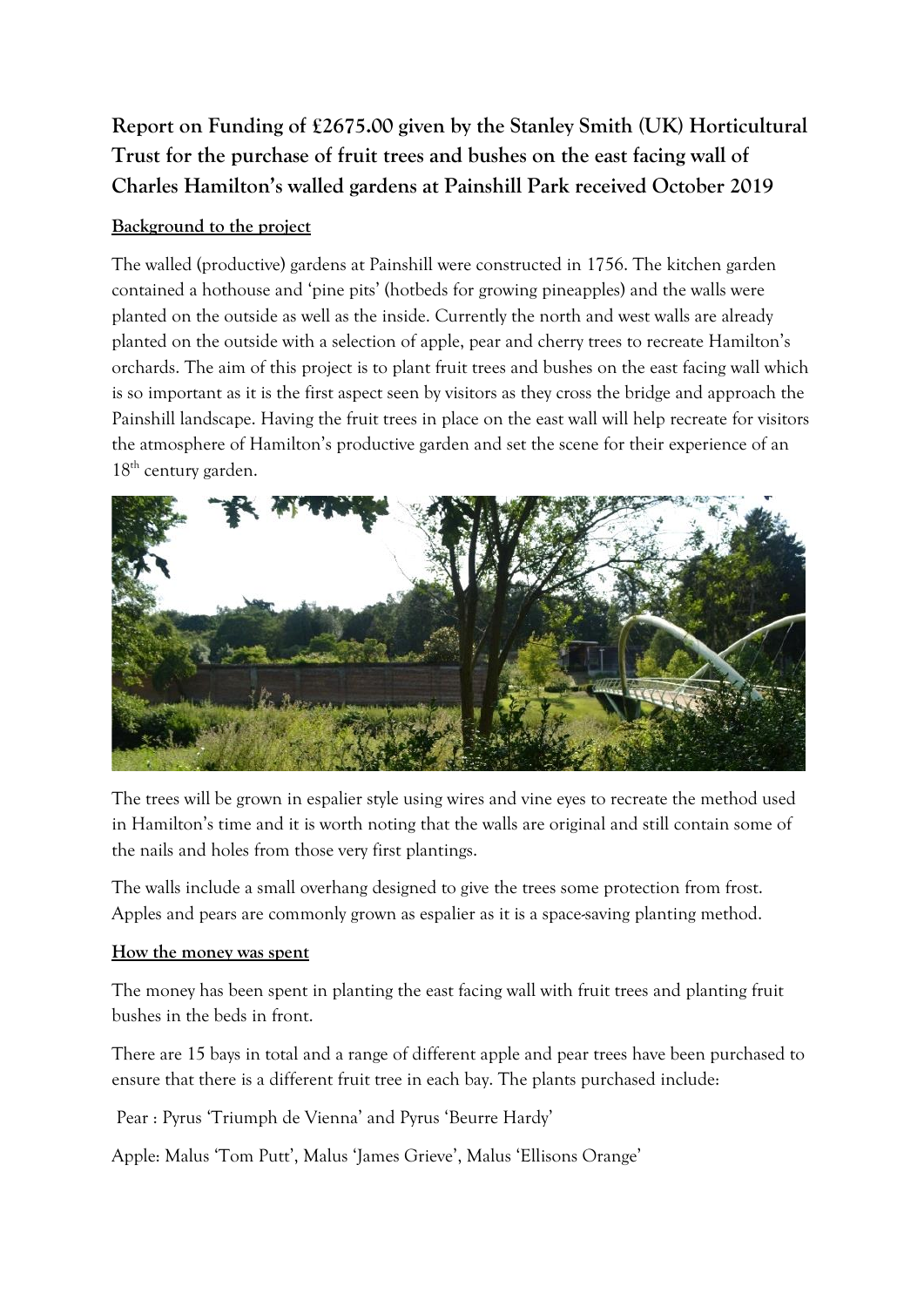**Report on Funding of £2675.00 given by the Stanley Smith (UK) Horticultural Trust for the purchase of fruit trees and bushes on the east facing wall of Charles Hamilton's walled gardens at Painshill Park received October 2019**

## Background to the project

The walled (productive) gardens at Painshill were constructed in 1756. The kitchen garden contained a hothouse and 'pine pits' (hotbeds for growing pineapples) and the walls were planted on the outside as well as the inside. Currently the north and west walls are already planted on the outside with a selection of apple, pear and cherry trees to recreate Hamilton's orchards. The aim of this project is to plant fruit trees and bushes on the east facing wall which is so important as it is the first aspect seen by visitors as they cross the bridge and approach the Painshill landscape. Having the fruit trees in place on the east wall will help recreate for visitors the atmosphere of Hamilton's productive garden and set the scene for their experience of an 18th century garden.

The trees will be grown in espalier style using wires and vine eyes to recreate the method used in Hamilton's time and it is worth noting that the walls are original and still contain some of the nails and holes from those very first plantings.

The walls include a small overhang designed to give the trees some protection from frost. Apples and pears are commonly grown as espalier as it is a space-saving planting method.

## How the money was spent

The money has been spent in planting the east facing wall with fruit trees and planting fruit bushes in the beds in front.

There are 15 bays in total and a range of different apple and pear trees have been purchased to ensure that there is a different fruit tree in each bay. The plants purchased include:

Pear : Pyrus 'Triumph de Vienna' and Pyrus 'Beurre Hardy'

Apple: Malus 'Tom Putt', Malus 'James Grieve', Malus 'Ellisons Orange'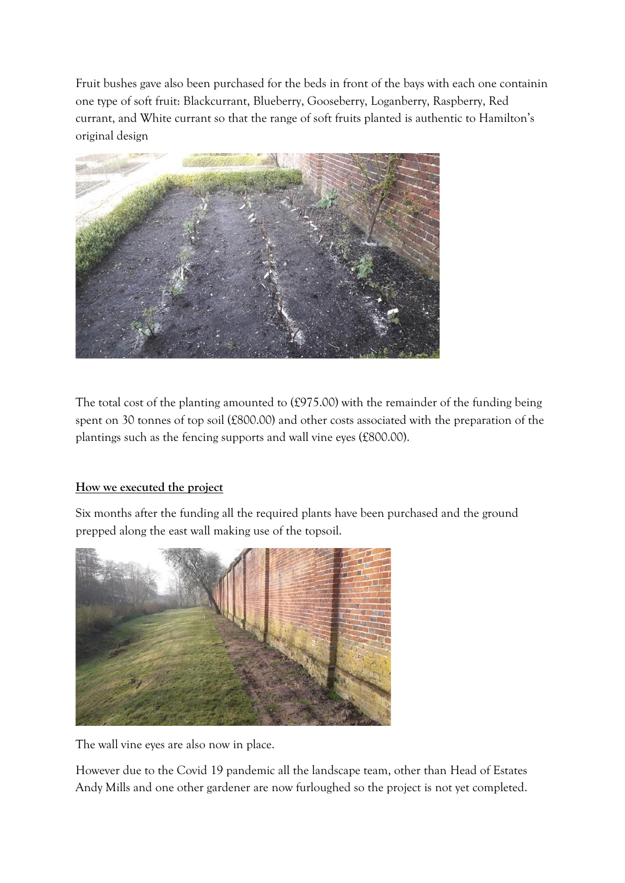Fruit bushes gave also been purchased for the beds in front of the bays with each one containin one type of soft fruit: Blackcurrant, Blueberry, Gooseberry, Loganberry, Raspberry, Red currant, and White currant so that the range of soft fruits planted is authentic to Hamilton's original design

The total cost of the planting amounted to (£975.00) with the remainder of the funding being spent on 30 tonnes of top soil (£800.00) and other costs associated with the preparation of the plantings such as the fencing supports and wall vine eyes (£800.00).

## How we executed the project

Six months after the funding all the required plants have been purchased and the ground prepped along the east wall making use of the topsoil.

The wall vine eyes are also now in place.

However due to the Covid 19 pandemic all the landscape team, other than Head of Estates Andy Mills and one other gardener are now furloughed so the project is not yet completed.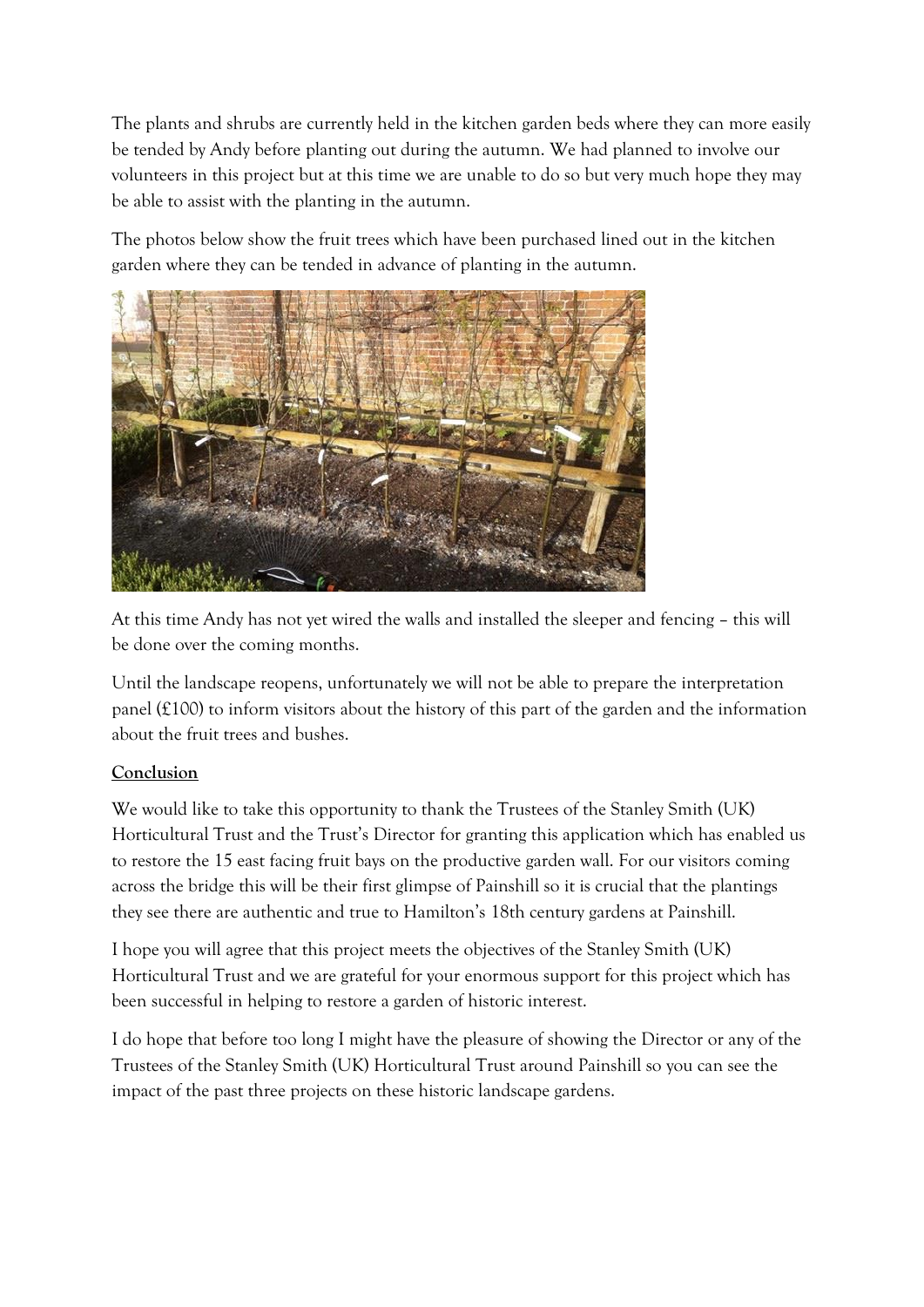The plants and shrubs are currently held in the kitchen garden beds where they can more easily be tended by Andy before planting out during the autumn. We had planned to involve our volunteers in this project but at this time we are unable to do so but very much hope they may be able to assist with the planting in the autumn.

The photos below show the fruit trees which have been purchased lined out in the kitchen garden where they can be tended in advance of planting in the autumn.

At this time Andy has not yet wired the walls and installed the sleeper and fencing – this will be done over the coming months.

Until the landscape reopens, unfortunately we will not be able to prepare the interpretation panel (£100) to inform visitors about the history of this part of the garden and the information about the fruit trees and bushes.

**Conclusion**

We would like to take this opportunity to thank the Trustees of the Stanley Smith (UK) Horticultural Trust and the Trust's Director for granting this application which has enabled us to restore the 15 east facing fruit bays on the productive garden wall. For our visitors coming across the bridge this will be their first glimpse of Painshill so it is crucial that the plantings they see there are authentic and true to Hamilton's 18th century gardens at Painshill.

I hope you will agree that this project meets the objectives of the Stanley Smith (UK) Horticultural Trust and we are grateful for your enormous support for this project which has been successful in helping to restore a garden of historic interest.

I do hope that before too long I might have the pleasure of showing the Director or any of the Trustees of the Stanley Smith (UK) Horticultural Trust around Painshill so you can see the impact of the past three projects on these historic landscape gardens.